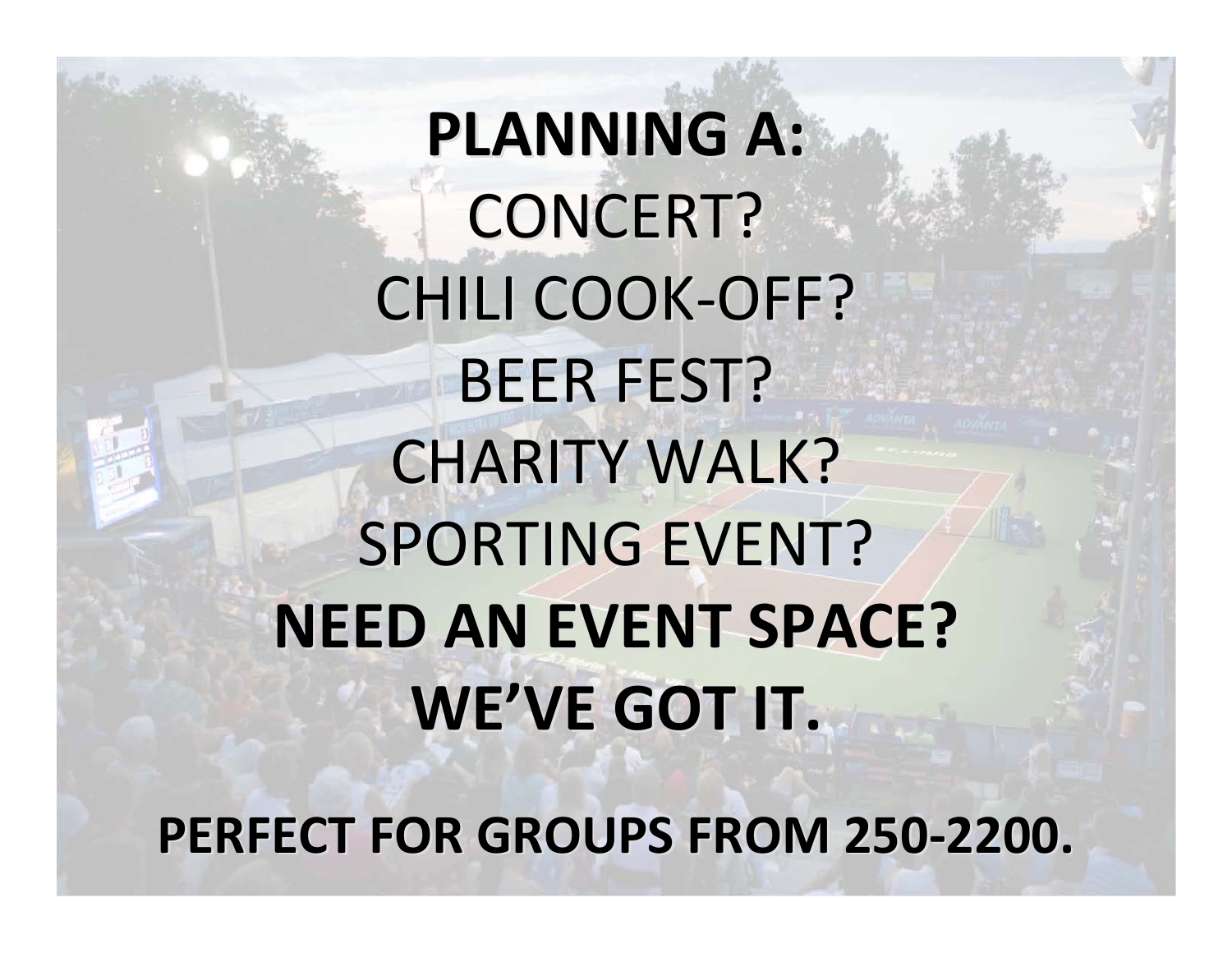**PLANNING A:**

CONCERT?

CHILI COOK-OFF?

BEER FEST?

CHARITY WALK?

SPORTING EVENT?

**NEED AN EVENT SPACE?**

**WE'VE GOT IT.**

**PERFECT FOR GROUPS FROM 250-2200.**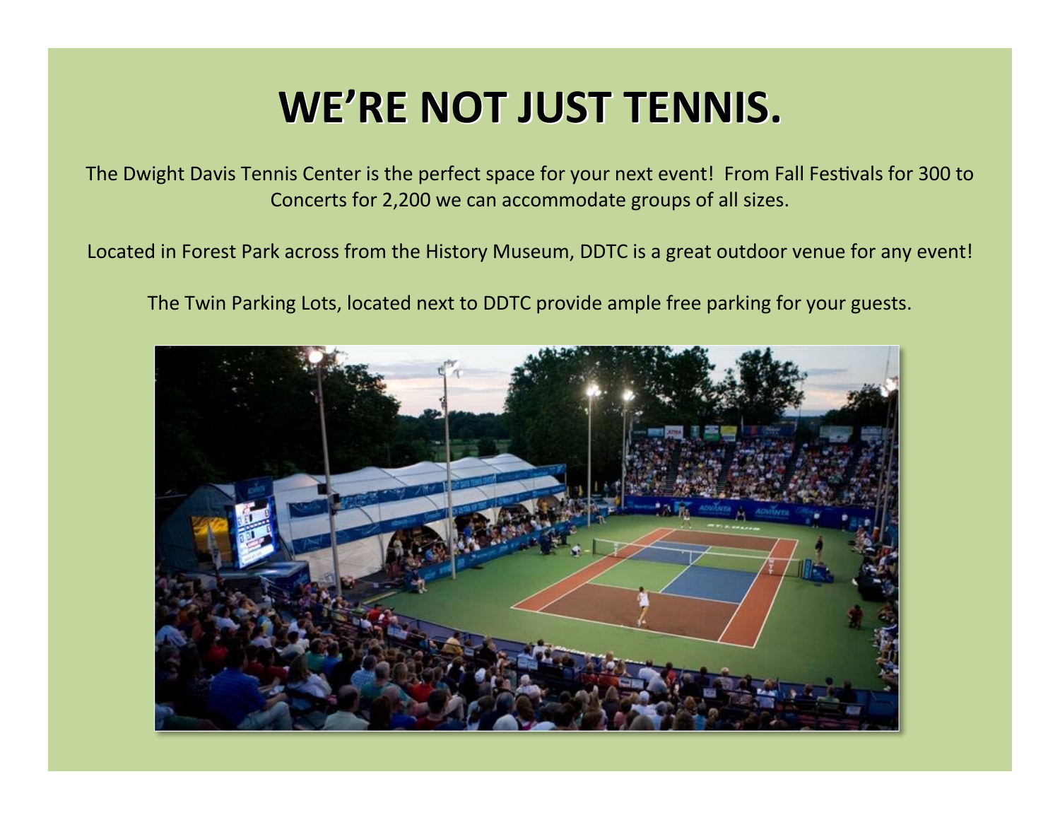# WE'RE NOT JUST TENNIS.

The Dwight Davis Tennis Center is the perfect space for your next event! From Fall Festivals for 300 to Concerts for 2,200 we can accommodate groups of all sizes.

Located in Forest Park across from the History Museum, DDTC is a great outdoor venue for any event!

The Twin Parking Lots, located next to DDTC provide ample free parking for your guests.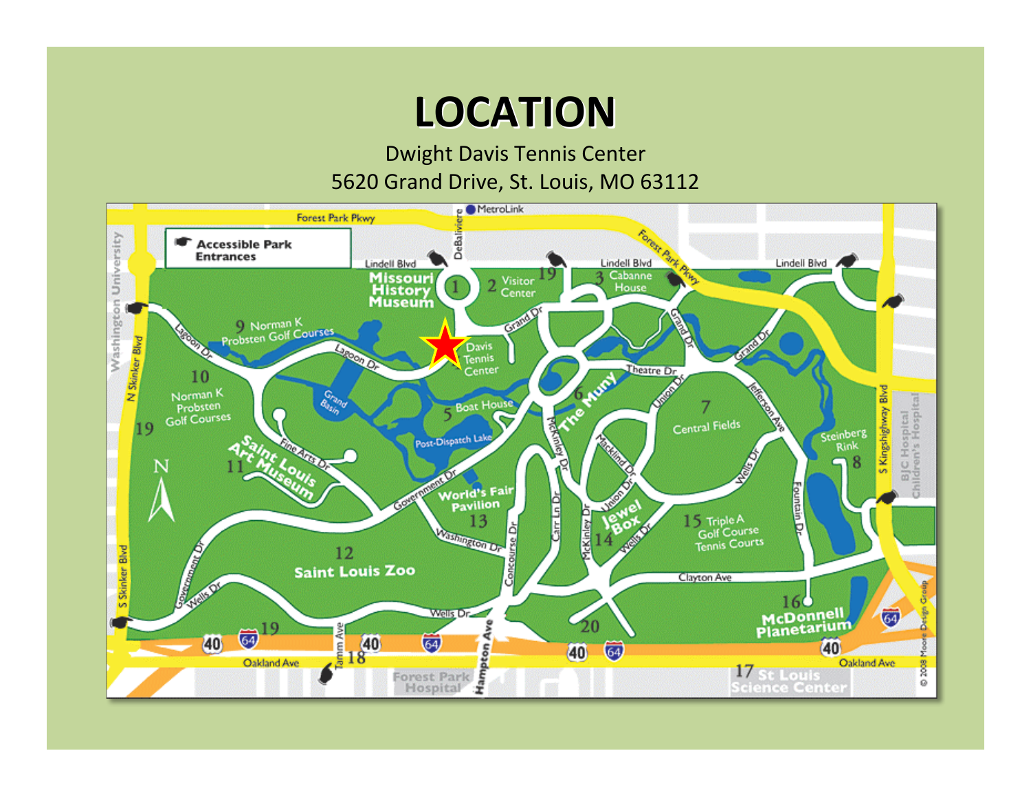# LOCATION

Dwight Davis Tennis Center
5620 Grand Drive, St. Louis, MO 63112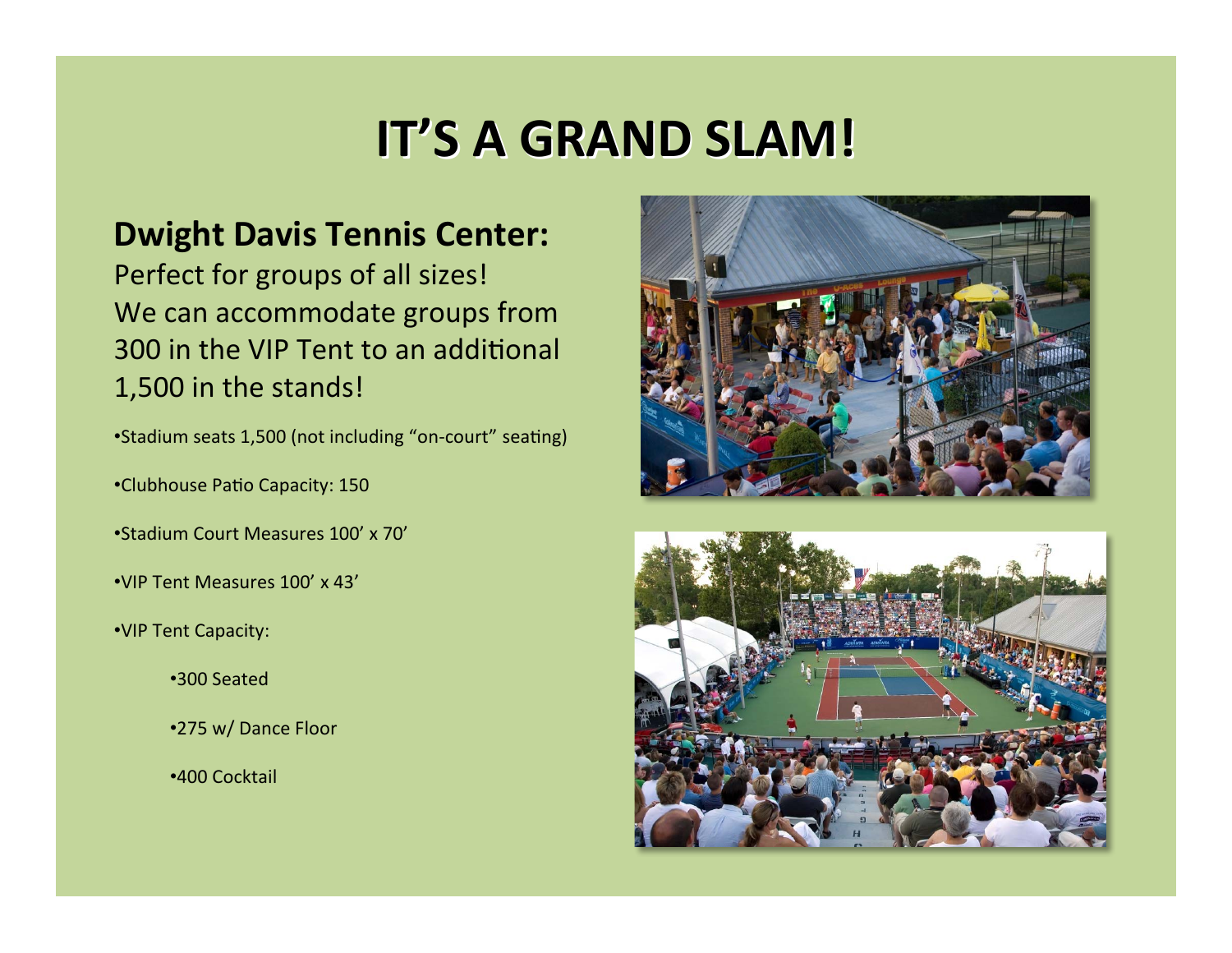# IT'S A GRAND SLAM!

## Dwight Davis Tennis Center:

Perfect for groups of all sizes!
We can accommodate groups from 300 in the VIP Tent to an additional 1,500 in the stands!

- Stadium seats 1,500 (not including "on-court" seating)
- Clubhouse Patio Capacity: 150
- Stadium Court Measures 100' x 70'
- VIP Tent Measures 100' x 43'
- VIP Tent Capacity:
    - 300 Seated
    - 275 w/ Dance Floor
    - 400 Cocktail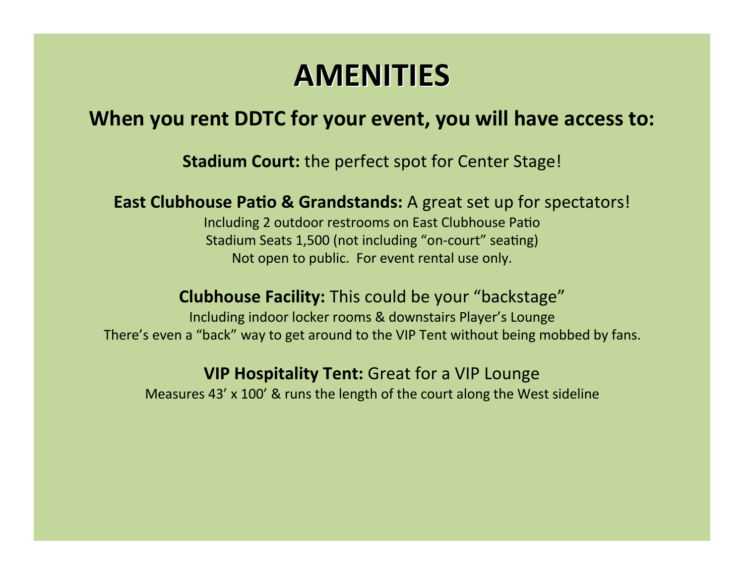# AMENITIES

## When you rent DDTC for your event, you will have access to:

**Stadium Court:** the perfect spot for Center Stage!

**East Clubhouse Patio & Grandstands:** A great set up for spectators!
Including 2 outdoor restrooms on East Clubhouse Patio
Stadium Seats 1,500 (not including "on-court" seating)
Not open to public. For event rental use only.

**Clubhouse Facility:** This could be your "backstage"
Including indoor locker rooms & downstairs Player's Lounge
There's even a "back" way to get around to the VIP Tent without being mobbed by fans.

**VIP Hospitality Tent:** Great for a VIP Lounge
Measures 43' x 100' & runs the length of the court along the West sideline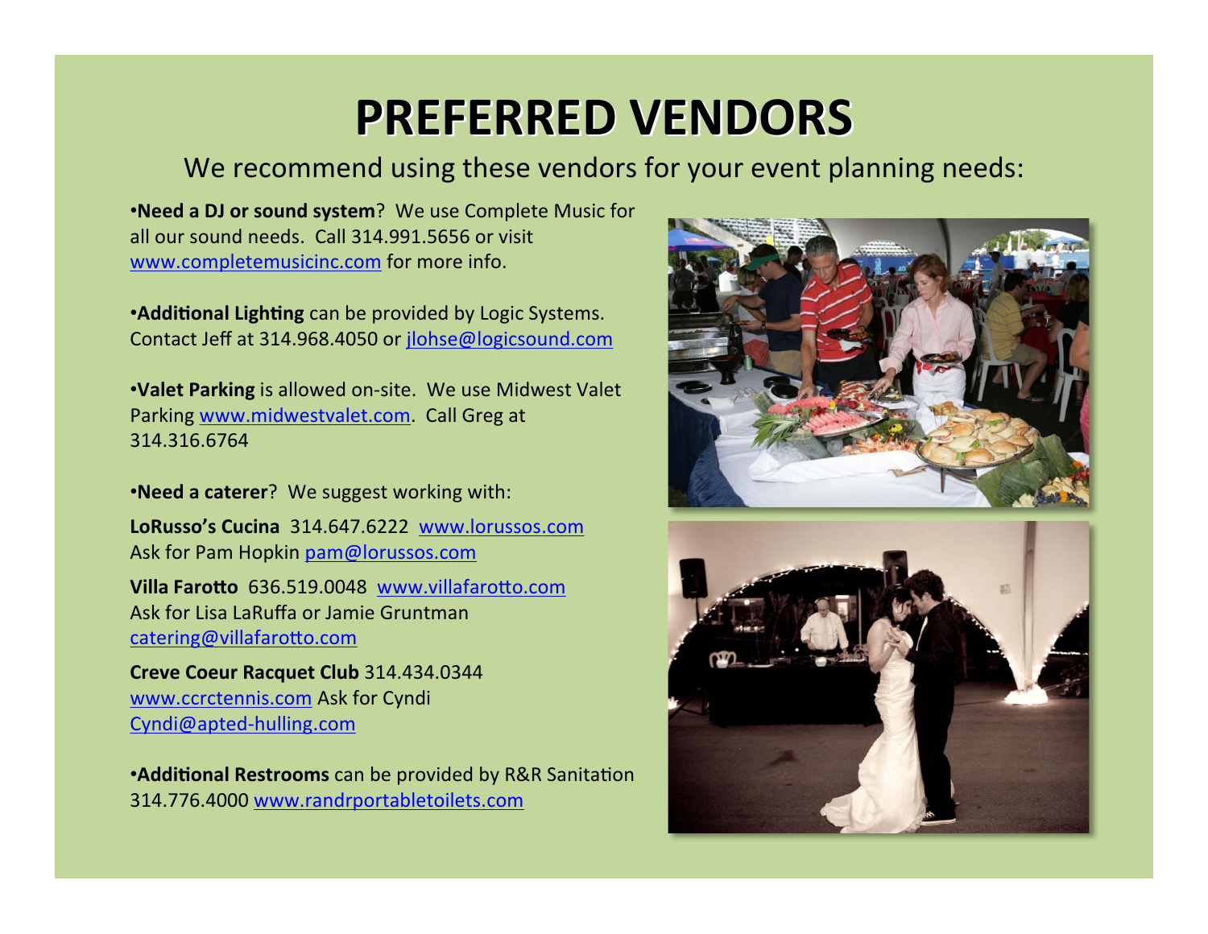# PREFERRED VENDORS

We recommend using these vendors for your event planning needs:

•**Need a DJ or sound system**? We use Complete Music for all our sound needs. Call 314.991.5656 or visit www.completemusicinc.com for more info.

•**Additional Lighting** can be provided by Logic Systems. Contact Jeff at 314.968.4050 or jlohse@logicsound.com

•**Valet Parking** is allowed on-site. We use Midwest Valet Parking www.midwestvalet.com. Call Greg at 314.316.6764

•**Need a caterer**? We suggest working with:

**LoRusso's Cucina** 314.647.6222 www.lorussos.com
Ask for Pam Hopkin pam@lorussos.com

**Villa Farotto** 636.519.0048 www.villafarotto.com
Ask for Lisa LaRuffa or Jamie Gruntman
catering@villafarotto.com

**Creve Coeur Racquet Club** 314.434.0344
www.ccrctennis.com Ask for Cyndi
Cyndi@apted-hulling.com

•**Additional Restrooms** can be provided by R&R Sanitation 314.776.4000 www.randrportabletoilets.com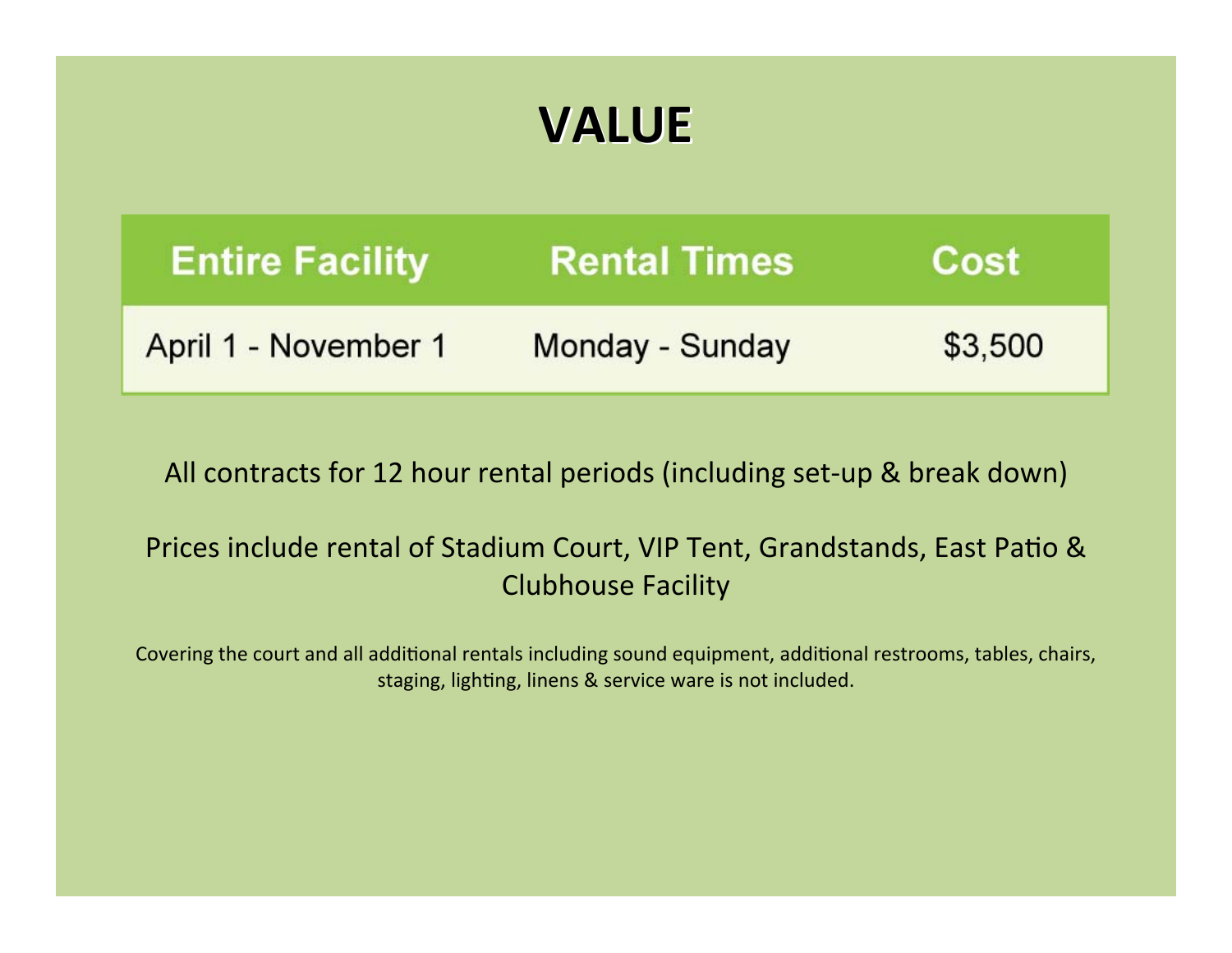# VALUE

| Entire Facility | Rental Times | Cost |
| --- | --- | --- |
| April 1 - November 1 | Monday - Sunday | $3,500 |

All contracts for 12 hour rental periods (including set-up & break down)

Prices include rental of Stadium Court, VIP Tent, Grandstands, East Patio & Clubhouse Facility

Covering the court and all additional rentals including sound equipment, additional restrooms, tables, chairs, staging, lighting, linens & service ware is not included.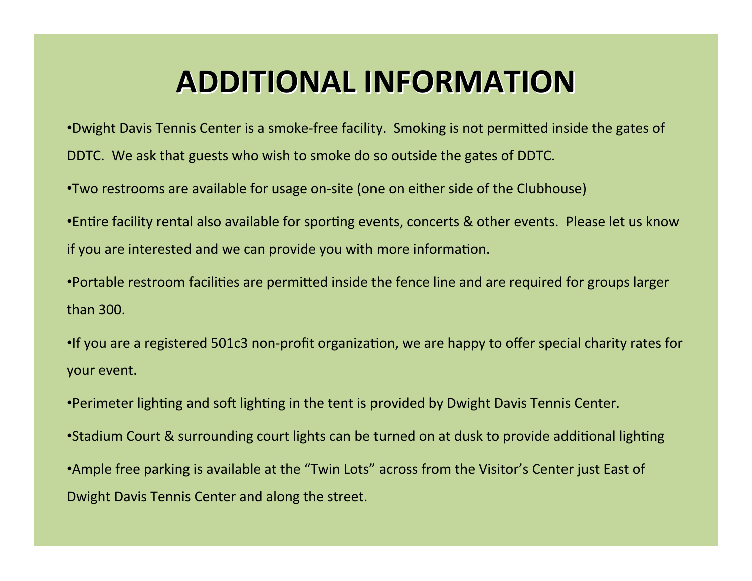# ADDITIONAL INFORMATION

- Dwight Davis Tennis Center is a smoke-free facility. Smoking is not permitted inside the gates of DDTC. We ask that guests who wish to smoke do so outside the gates of DDTC.
- Two restrooms are available for usage on-site (one on either side of the Clubhouse)
- Entire facility rental also available for sporting events, concerts & other events. Please let us know if you are interested and we can provide you with more information.
- Portable restroom facilities are permitted inside the fence line and are required for groups larger than 300.
- If you are a registered 501c3 non-profit organization, we are happy to offer special charity rates for your event.
- Perimeter lighting and soft lighting in the tent is provided by Dwight Davis Tennis Center.
- Stadium Court & surrounding court lights can be turned on at dusk to provide additional lighting
- Ample free parking is available at the "Twin Lots" across from the Visitor's Center just East of Dwight Davis Tennis Center and along the street.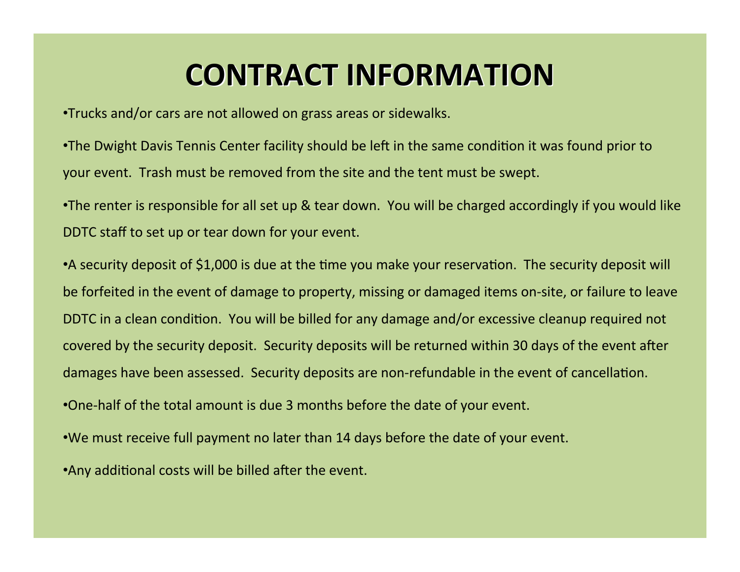# CONTRACT INFORMATION

- Trucks and/or cars are not allowed on grass areas or sidewalks.
- The Dwight Davis Tennis Center facility should be left in the same condition it was found prior to your event. Trash must be removed from the site and the tent must be swept.
- The renter is responsible for all set up & tear down. You will be charged accordingly if you would like DDTC staff to set up or tear down for your event.
- A security deposit of $1,000 is due at the time you make your reservation. The security deposit will be forfeited in the event of damage to property, missing or damaged items on-site, or failure to leave DDTC in a clean condition. You will be billed for any damage and/or excessive cleanup required not covered by the security deposit. Security deposits will be returned within 30 days of the event after damages have been assessed. Security deposits are non-refundable in the event of cancellation.
- One-half of the total amount is due 3 months before the date of your event.
- We must receive full payment no later than 14 days before the date of your event.
- Any additional costs will be billed after the event.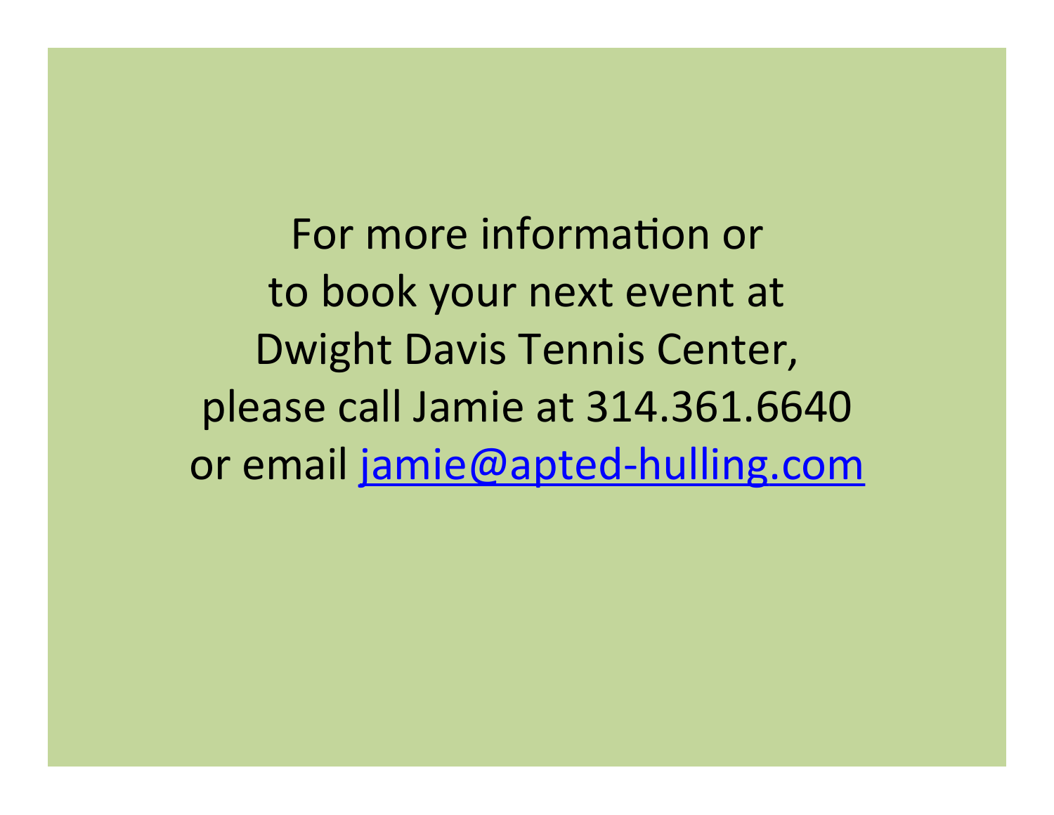For more information or
to book your next event at
Dwight Davis Tennis Center,
please call Jamie at 314.361.6640
or email [jamie@apted-hulling.com](mailto:jamie@apted-hulling.com)